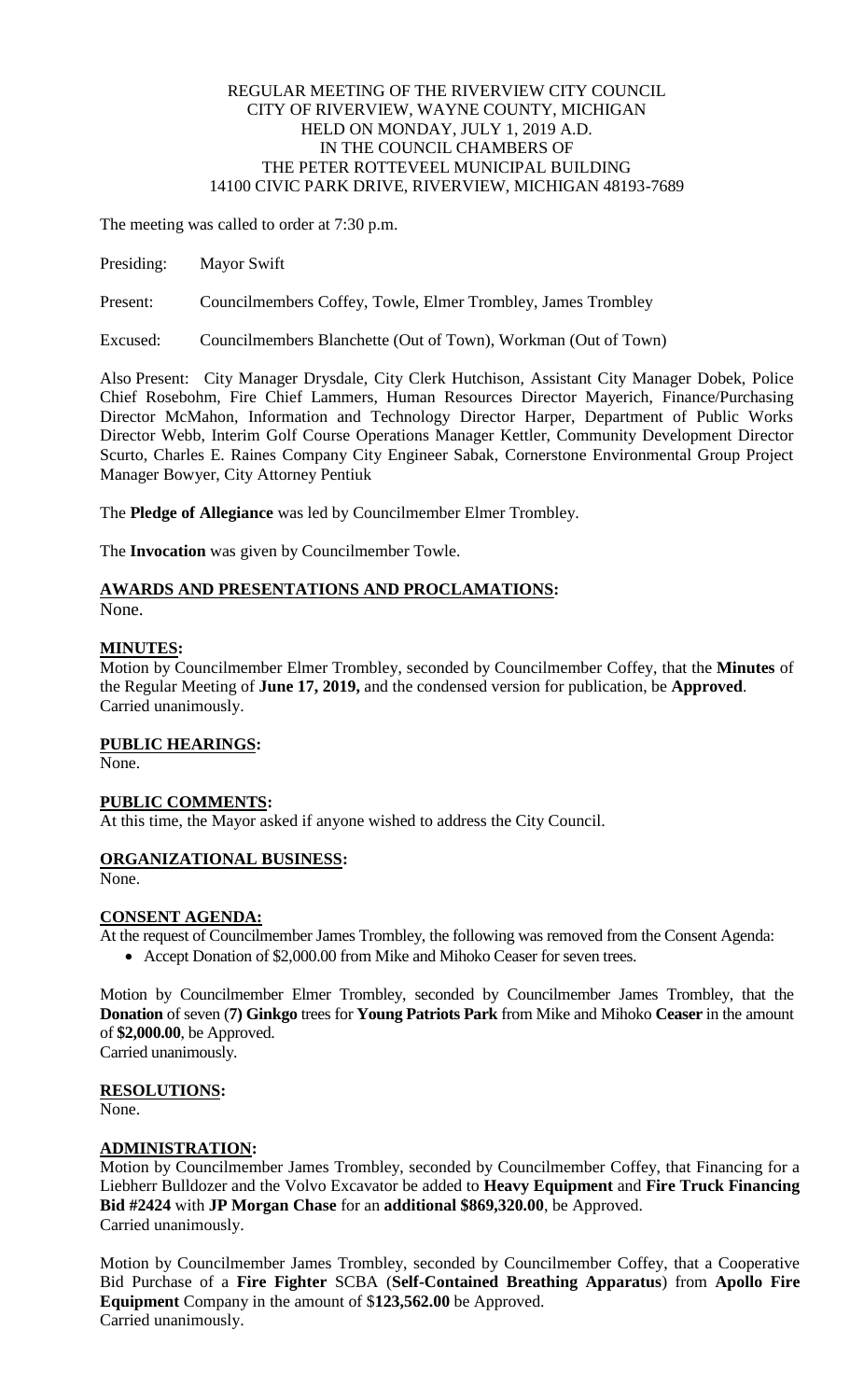REGULAR MEETING OF THE RIVERVIEW CITY COUNCIL
CITY OF RIVERVIEW, WAYNE COUNTY, MICHIGAN
HELD ON MONDAY, JULY 1, 2019 A.D.
IN THE COUNCIL CHAMBERS OF
THE PETER ROTTEVEEL MUNICIPAL BUILDING
14100 CIVIC PARK DRIVE, RIVERVIEW, MICHIGAN 48193-7689

The meeting was called to order at 7:30 p.m.

Presiding: Mayor Swift

Present: Councilmembers Coffey, Towle, Elmer Trombley, James Trombley

Excused: Councilmembers Blanchette (Out of Town), Workman (Out of Town)

Also Present: City Manager Drysdale, City Clerk Hutchison, Assistant City Manager Dobek, Police Chief Rosebohm, Fire Chief Lammers, Human Resources Director Mayerich, Finance/Purchasing Director McMahon, Information and Technology Director Harper, Department of Public Works Director Webb, Interim Golf Course Operations Manager Kettler, Community Development Director Scurto, Charles E. Raines Company City Engineer Sabak, Cornerstone Environmental Group Project Manager Bowyer, City Attorney Pentiuk

The **Pledge of Allegiance** was led by Councilmember Elmer Trombley.

The **Invocation** was given by Councilmember Towle.

**AWARDS AND PRESENTATIONS AND PROCLAMATIONS:**
None.

**MINUTES:**
Motion by Councilmember Elmer Trombley, seconded by Councilmember Coffey, that the **Minutes** of the Regular Meeting of **June 17, 2019,** and the condensed version for publication, be **Approved**.
Carried unanimously.

**PUBLIC HEARINGS:**
None.

**PUBLIC COMMENTS:**
At this time, the Mayor asked if anyone wished to address the City Council.

**ORGANIZATIONAL BUSINESS:**
None.

**CONSENT AGENDA:**
At the request of Councilmember James Trombley, the following was removed from the Consent Agenda:

- Accept Donation of $2,000.00 from Mike and Mihoko Ceaser for seven trees.

Motion by Councilmember Elmer Trombley, seconded by Councilmember James Trombley, that the **Donation** of seven (**7) Ginkgo** trees for **Young Patriots Park** from Mike and Mihoko **Ceaser** in the amount of **$2,000.00**, be Approved.
Carried unanimously.

**RESOLUTIONS:**
None.

**ADMINISTRATION:**
Motion by Councilmember James Trombley, seconded by Councilmember Coffey, that Financing for a Liebherr Bulldozer and the Volvo Excavator be added to **Heavy Equipment** and **Fire Truck Financing Bid #2424** with **JP Morgan Chase** for an **additional $869,320.00**, be Approved.
Carried unanimously.

Motion by Councilmember James Trombley, seconded by Councilmember Coffey, that a Cooperative Bid Purchase of a **Fire Fighter** SCBA (**Self-Contained Breathing Apparatus**) from **Apollo Fire Equipment** Company in the amount of $**123,562.00** be Approved.
Carried unanimously.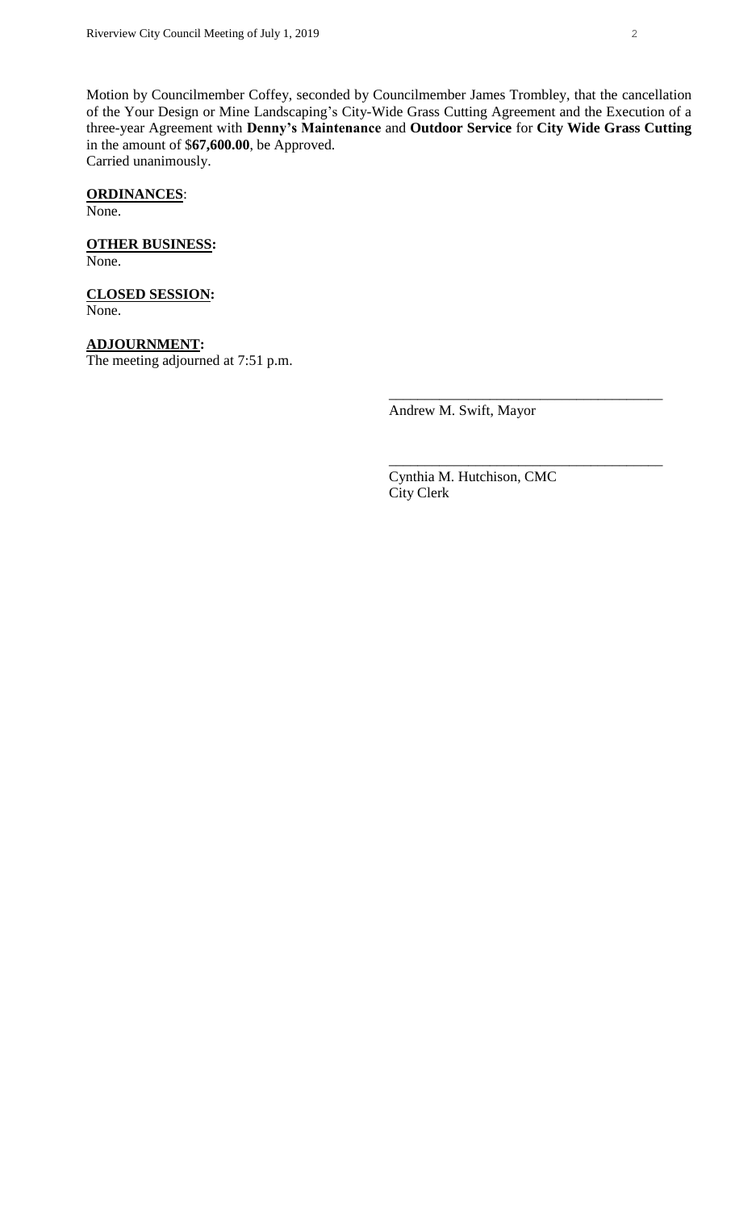Motion by Councilmember Coffey, seconded by Councilmember James Trombley, that the cancellation of the Your Design or Mine Landscaping's City-Wide Grass Cutting Agreement and the Execution of a three-year Agreement with **Denny's Maintenance** and **Outdoor Service** for **City Wide Grass Cutting** in the amount of $**67,600.00**, be Approved.
Carried unanimously.

**ORDINANCES**:
None.

**OTHER BUSINESS:**
None.

**CLOSED SESSION:**
None.

**ADJOURNMENT:**
The meeting adjourned at 7:51 p.m.

\_\_\_\_\_\_\_\_\_\_\_\_\_\_\_\_\_\_\_\_\_\_\_\_\_\_\_\_\_\_\_\_\_\_\_\_\_\_
Andrew M. Swift, Mayor

\_\_\_\_\_\_\_\_\_\_\_\_\_\_\_\_\_\_\_\_\_\_\_\_\_\_\_\_\_\_\_\_\_\_\_\_\_\_
Cynthia M. Hutchison, CMC
City Clerk